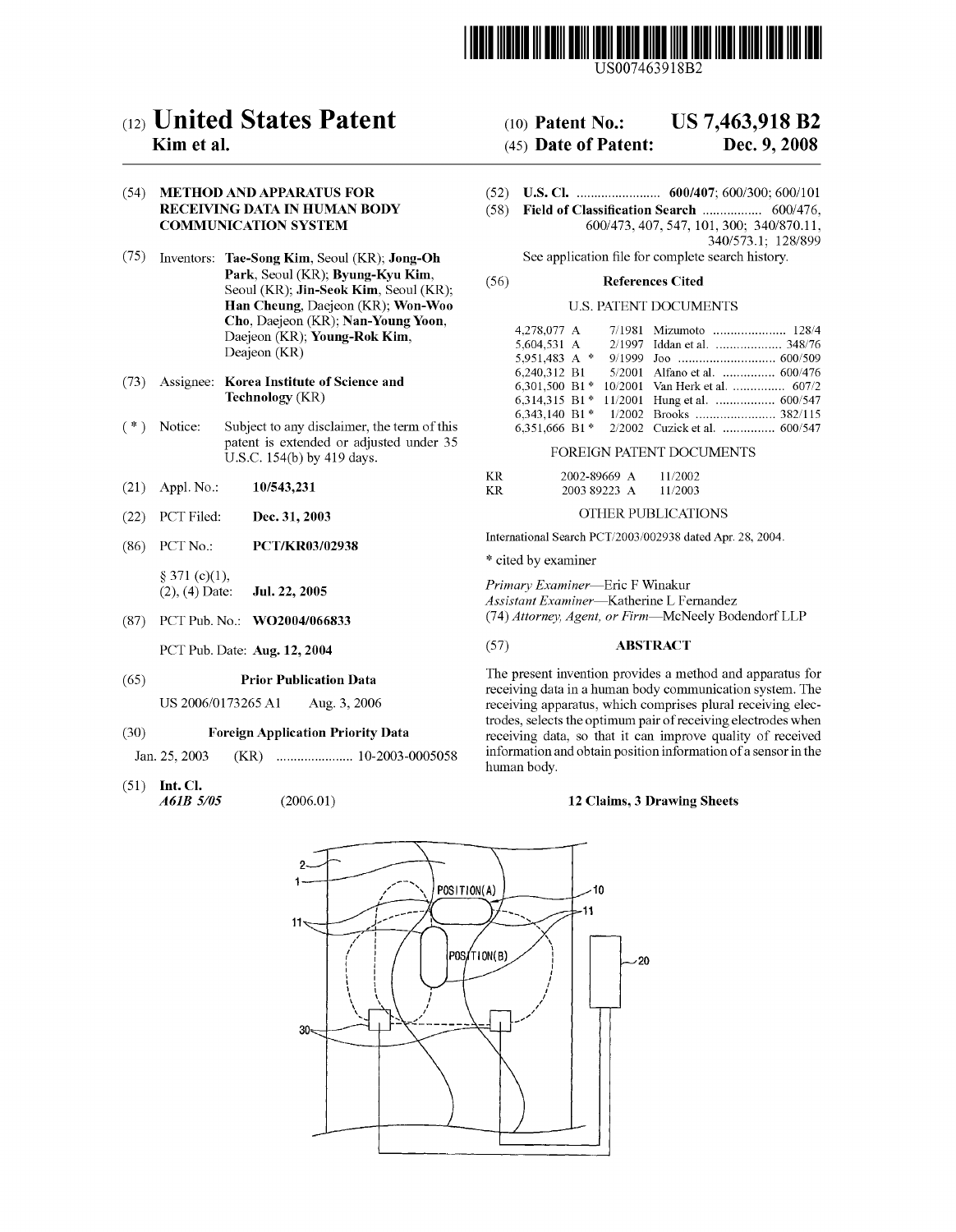US007463918B2

# (12) United States Patent
**Kim et al.**

(10) **Patent No.:** **US 7,463,918 B2**

(45) **Date of Patent:** **Dec. 9, 2008**

(54) **METHOD AND APPARATUS FOR RECEIVING DATA IN HUMAN BODY COMMUNICATION SYSTEM**

(75) Inventors: **Tae-Song Kim**, Seoul (KR); **Jong-Oh Park**, Seoul (KR); **Byung-Kyu Kim**, Seoul (KR); **Jin-Seok Kim**, Seoul (KR); **Han Cheung**, Daejeon (KR); **Won-Woo Cho**, Daejeon (KR); **Nan-Young Yoon**, Daejeon (KR); **Young-Rok Kim**, Deajeon (KR)

(73) Assignee: **Korea Institute of Science and Technology** (KR)

( * ) Notice: Subject to any disclaimer, the term of this patent is extended or adjusted under 35 U.S.C. 154(b) by 419 days.

(21) Appl. No.: **10/543,231**

(22) PCT Filed: **Dec. 31, 2003**

(86) PCT No.: **PCT/KR03/02938**

§ 371 (c)(1),
(2), (4) Date: **Jul. 22, 2005**

(87) PCT Pub. No.: **WO2004/066833**

PCT Pub. Date: **Aug. 12, 2004**

(65) **Prior Publication Data**

US 2006/0173265 A1 Aug. 3, 2006

(30) **Foreign Application Priority Data**

Jan. 25, 2003 (KR) ...................... 10-2003-0005058

(51) **Int. Cl.**
*A61B 5/05* (2006.01)

(52) **U.S. Cl.** ........................ **600/407**; 600/300; 600/101

(58) **Field of Classification Search** ................. 600/476, 600/473, 407, 547, 101, 300; 340/870.11, 340/573.1; 128/899

See application file for complete search history.

(56) **References Cited**

U.S. PATENT DOCUMENTS

| | | | |
|---|---|---|---|
| 4,278,077 A | 7/1981 | Mizumoto | 128/4 |
| 5,604,531 A | 2/1997 | Iddan et al. | 348/76 |
| 5,951,483 A * | 9/1999 | Joo | 600/509 |
| 6,240,312 B1 | 5/2001 | Alfano et al. | 600/476 |
| 6,301,500 B1 * | 10/2001 | Van Herk et al. | 607/2 |
| 6,314,315 B1 * | 11/2001 | Hung et al. | 600/547 |
| 6,343,140 B1 * | 1/2002 | Brooks | 382/115 |
| 6,351,666 B1 * | 2/2002 | Cuzick et al. | 600/547 |

FOREIGN PATENT DOCUMENTS

| | | |
|---|---|---|
| KR | 2002-89669 A | 11/2002 |
| KR | 2003 89223 A | 11/2003 |

OTHER PUBLICATIONS

International Search PCT/2003/002938 dated Apr. 28, 2004.

\* cited by examiner

*Primary Examiner*—Eric F Winakur
*Assistant Examiner*—Katherine L Fernandez
(74) *Attorney, Agent, or Firm*—McNeely Bodendorf LLP

(57) **ABSTRACT**

The present invention provides a method and apparatus for receiving data in a human body communication system. The receiving apparatus, which comprises plural receiving electrodes, selects the optimum pair of receiving electrodes when receiving data, so that it can improve quality of received information and obtain position information of a sensor in the human body.

**12 Claims, 3 Drawing Sheets**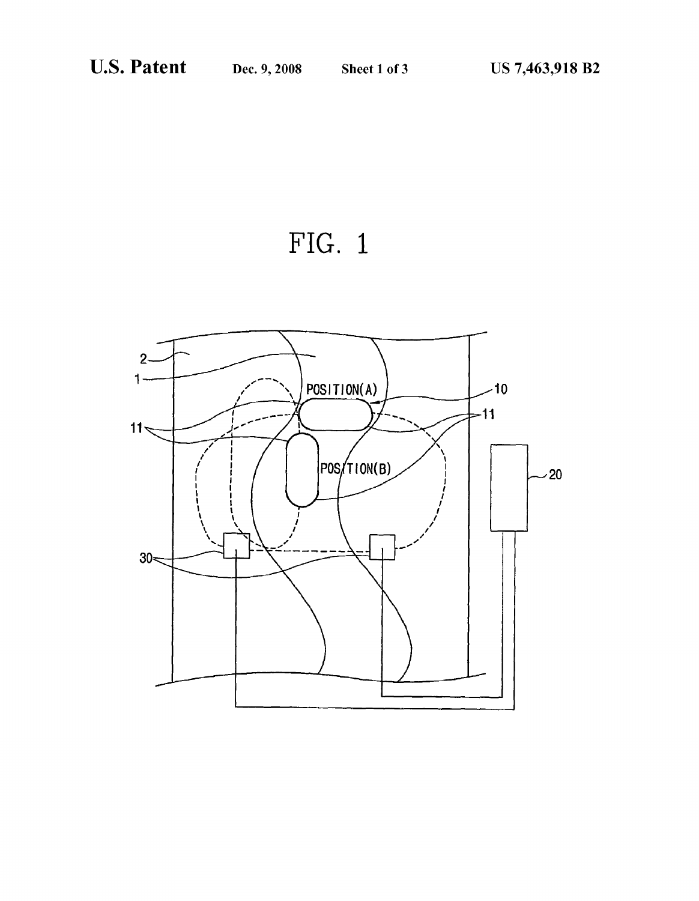FIG. 1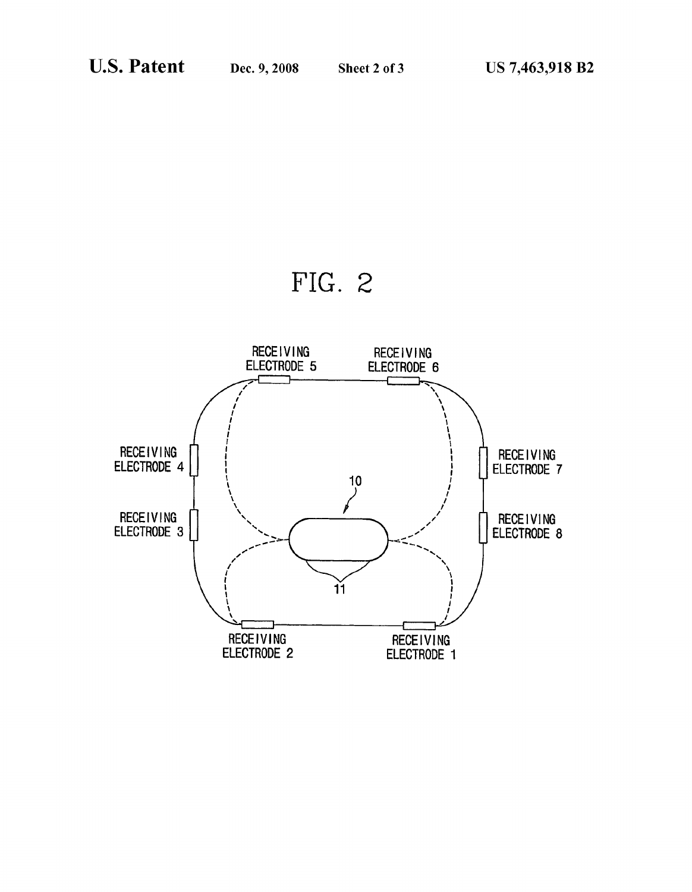FIG. 2

RECEIVING ELECTRODE 5

RECEIVING ELECTRODE 6

RECEIVING ELECTRODE 4

RECEIVING ELECTRODE 7

10

RECEIVING ELECTRODE 3

RECEIVING ELECTRODE 8

11

RECEIVING ELECTRODE 2

RECEIVING ELECTRODE 1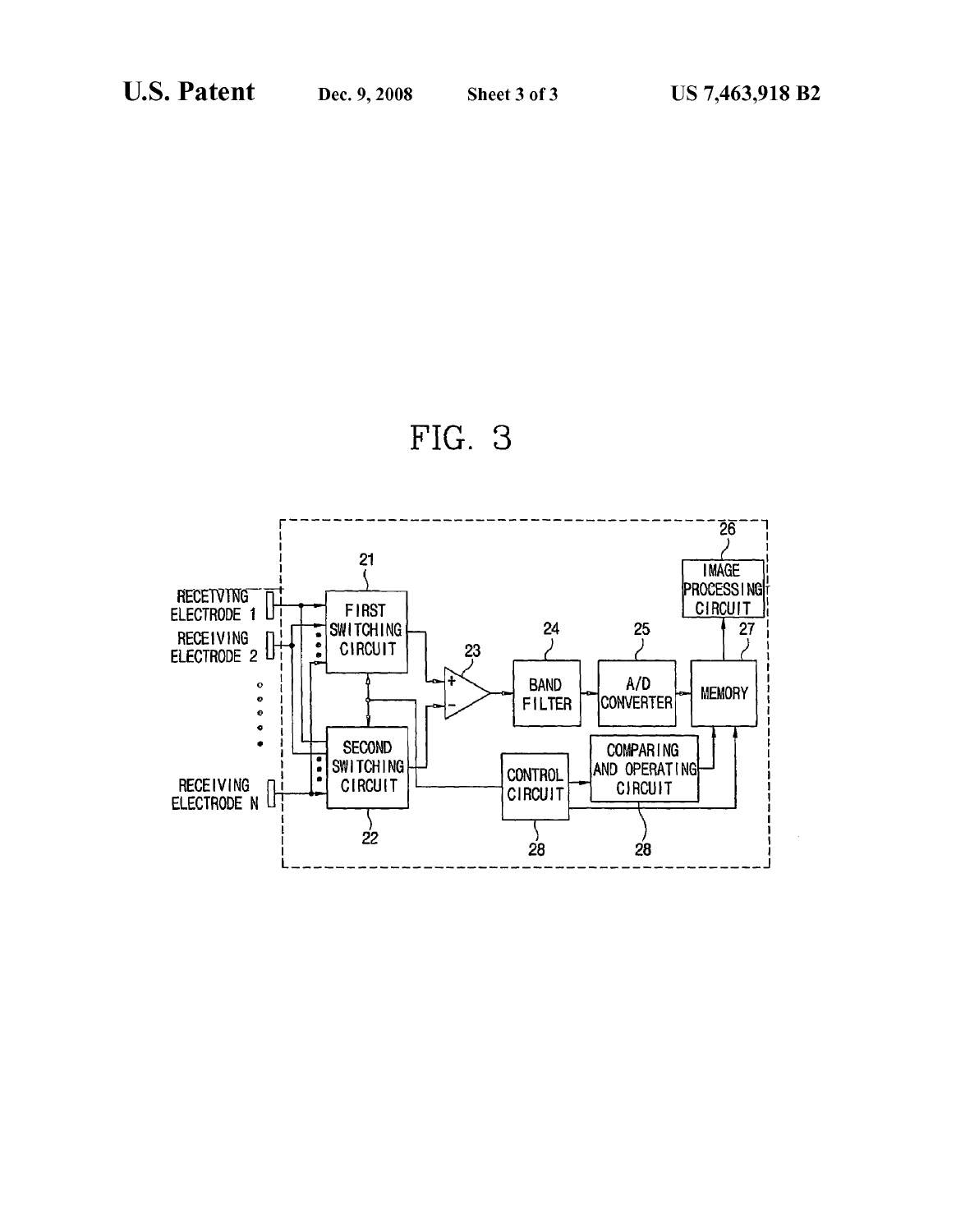FIG. 3

RECETVING ELECTRODE 1

RECEIVING ELECTRODE 2

RECEIVING ELECTRODE N

21 FIRST SWITCHING CIRCUIT

22 SECOND SWITCHING CIRCUIT

23

24 BAND FILTER

25 A/D CONVERTER

26 IMAGE PROCESSING CIRCUIT

27 MEMORY

28 CONTROL CIRCUIT

28 COMPARING AND OPERATING CIRCUIT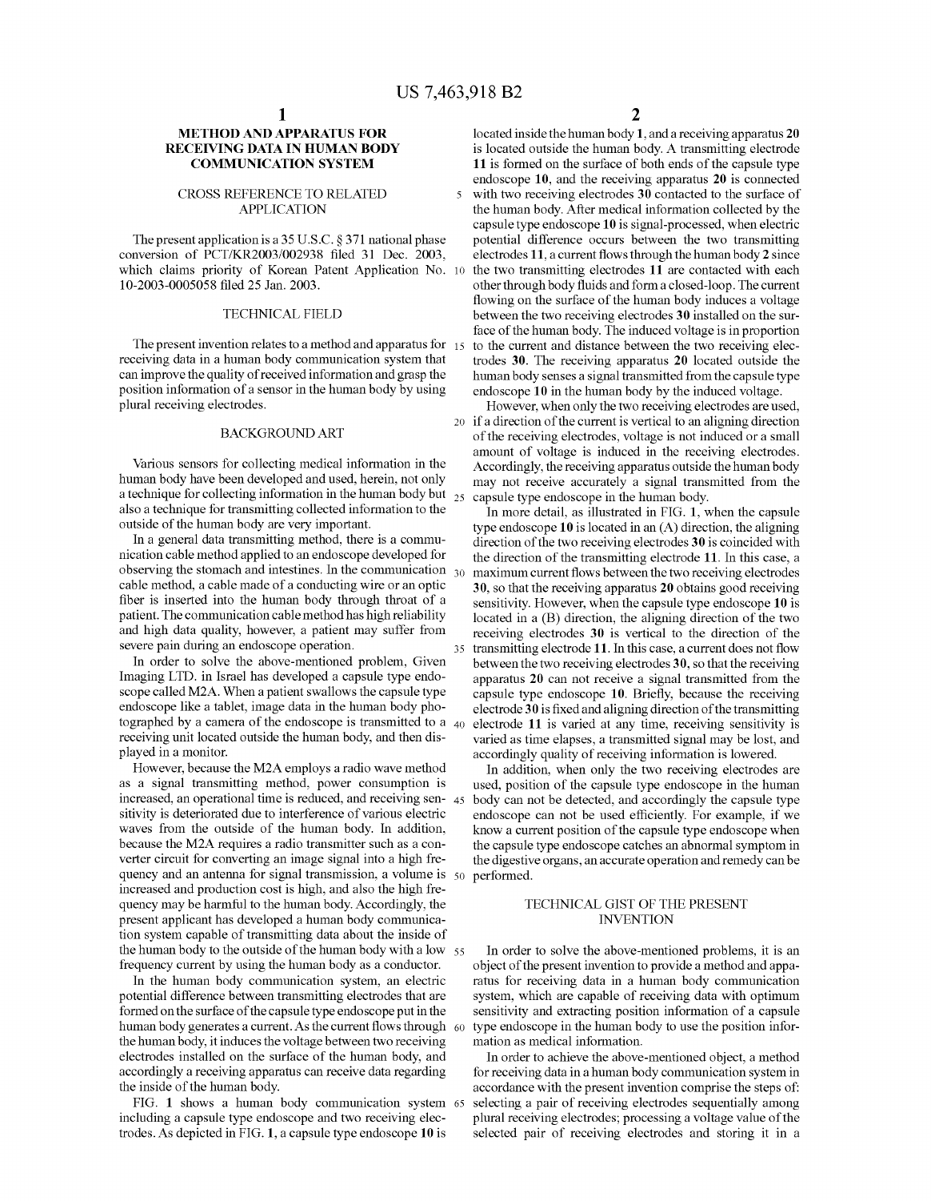# METHOD AND APPARATUS FOR RECEIVING DATA IN HUMAN BODY COMMUNICATION SYSTEM

## CROSS REFERENCE TO RELATED APPLICATION

The present application is a 35 U.S.C. § 371 national phase conversion of PCT/KR2003/002938 filed 31 Dec. 2003, which claims priority of Korean Patent Application No. 10-2003-0005058 filed 25 Jan. 2003.

## TECHNICAL FIELD

The present invention relates to a method and apparatus for receiving data in a human body communication system that can improve the quality of received information and grasp the position information of a sensor in the human body by using plural receiving electrodes.

## BACKGROUND ART

Various sensors for collecting medical information in the human body have been developed and used, herein, not only a technique for collecting information in the human body but also a technique for transmitting collected information to the outside of the human body are very important.

In a general data transmitting method, there is a communication cable method applied to an endoscope developed for observing the stomach and intestines. In the communication cable method, a cable made of a conducting wire or an optic fiber is inserted into the human body through throat of a patient. The communication cable method has high reliability and high data quality, however, a patient may suffer from severe pain during an endoscope operation.

In order to solve the above-mentioned problem, Given Imaging LTD. in Israel has developed a capsule type endoscope called M2A. When a patient swallows the capsule type endoscope like a tablet, image data in the human body photographed by a camera of the endoscope is transmitted to a receiving unit located outside the human body, and then displayed in a monitor.

However, because the M2A employs a radio wave method as a signal transmitting method, power consumption is increased, an operational time is reduced, and receiving sensitivity is deteriorated due to interference of various electric waves from the outside of the human body. In addition, because the M2A requires a radio transmitter such as a converter circuit for converting an image signal into a high frequency and an antenna for signal transmission, a volume is increased and production cost is high, and also the high frequency may be harmful to the human body. Accordingly, the present applicant has developed a human body communication system capable of transmitting data about the inside of the human body to the outside of the human body with a low frequency current by using the human body as a conductor.

In the human body communication system, an electric potential difference between transmitting electrodes that are formed on the surface of the capsule type endoscope put in the human body generates a current. As the current flows through the human body, it induces the voltage between two receiving electrodes installed on the surface of the human body, and accordingly a receiving apparatus can receive data regarding the inside of the human body.

FIG. 1 shows a human body communication system including a capsule type endoscope and two receiving electrodes. As depicted in FIG. 1, a capsule type endoscope **10** is located inside the human body **1**, and a receiving apparatus **20** is located outside the human body. A transmitting electrode **11** is formed on the surface of both ends of the capsule type endoscope **10**, and the receiving apparatus **20** is connected with two receiving electrodes **30** contacted to the surface of the human body. After medical information collected by the capsule type endoscope **10** is signal-processed, when electric potential difference occurs between the two transmitting electrodes **11**, a current flows through the human body **2** since the two transmitting electrodes **11** are contacted with each other through body fluids and form a closed-loop. The current flowing on the surface of the human body induces a voltage between the two receiving electrodes **30** installed on the surface of the human body. The induced voltage is in proportion to the current and distance between the two receiving electrodes **30**. The receiving apparatus **20** located outside the human body senses a signal transmitted from the capsule type endoscope **10** in the human body by the induced voltage.

However, when only the two receiving electrodes are used, if a direction of the current is vertical to an aligning direction of the receiving electrodes, voltage is not induced or a small amount of voltage is induced in the receiving electrodes. Accordingly, the receiving apparatus outside the human body may not receive accurately a signal transmitted from the capsule type endoscope in the human body.

In more detail, as illustrated in FIG. **1**, when the capsule type endoscope **10** is located in an (A) direction, the aligning direction of the two receiving electrodes **30** is coincided with the direction of the transmitting electrode **11**. In this case, a maximum current flows between the two receiving electrodes **30**, so that the receiving apparatus **20** obtains good receiving sensitivity. However, when the capsule type endoscope **10** is located in a (B) direction, the aligning direction of the two receiving electrodes **30** is vertical to the direction of the transmitting electrode **11**. In this case, a current does not flow between the two receiving electrodes **30**, so that the receiving apparatus **20** can not receive a signal transmitted from the capsule type endoscope **10**. Briefly, because the receiving electrode **30** is fixed and aligning direction of the transmitting electrode **11** is varied at any time, receiving sensitivity is varied as time elapses, a transmitted signal may be lost, and accordingly quality of receiving information is lowered.

In addition, when only the two receiving electrodes are used, position of the capsule type endoscope in the human body can not be detected, and accordingly the capsule type endoscope can not be used efficiently. For example, if we know a current position of the capsule type endoscope when the capsule type endoscope catches an abnormal symptom in the digestive organs, an accurate operation and remedy can be performed.

## TECHNICAL GIST OF THE PRESENT INVENTION

In order to solve the above-mentioned problems, it is an object of the present invention to provide a method and apparatus for receiving data in a human body communication system, which are capable of receiving data with optimum sensitivity and extracting position information of a capsule type endoscope in the human body to use the position information as medical information.

In order to achieve the above-mentioned object, a method for receiving data in a human body communication system in accordance with the present invention comprise the steps of: selecting a pair of receiving electrodes sequentially among plural receiving electrodes; processing a voltage value of the selected pair of receiving electrodes and storing it in a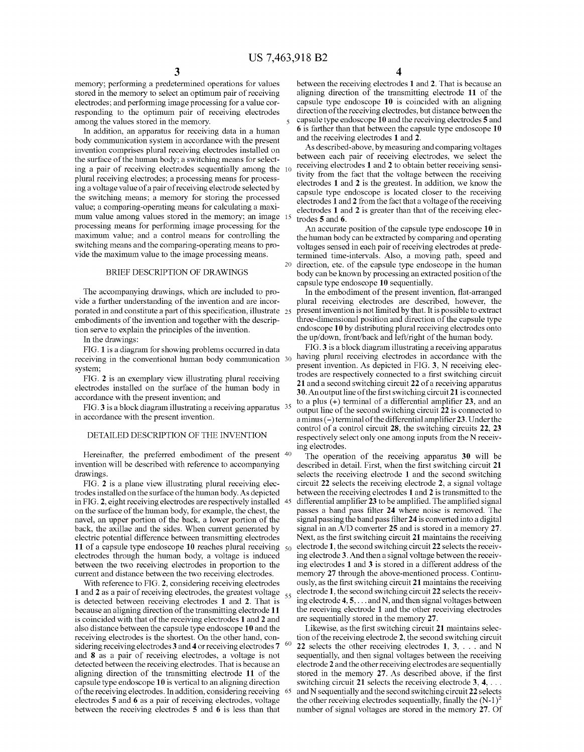memory; performing a predetermined operations for values stored in the memory to select an optimum pair of receiving electrodes; and performing image processing for a value corresponding to the optimum pair of receiving electrodes among the values stored in the memory.

In addition, an apparatus for receiving data in a human body communication system in accordance with the present invention comprises plural receiving electrodes installed on the surface of the human body; a switching means for selecting a pair of receiving electrodes sequentially among the plural receiving electrodes; a processing means for processing a voltage value of a pair of receiving electrode selected by the switching means; a memory for storing the processed value; a comparing-operating means for calculating a maximum value among values stored in the memory; an image processing means for performing image processing for the maximum value; and a control means for controlling the switching means and the comparing-operating means to provide the maximum value to the image processing means.

## BRIEF DESCRIPTION OF DRAWINGS

The accompanying drawings, which are included to provide a further understanding of the invention and are incorporated in and constitute a part of this specification, illustrate embodiments of the invention and together with the description serve to explain the principles of the invention.

In the drawings:

FIG. 1 is a diagram for showing problems occurred in data receiving in the conventional human body communication system;

FIG. 2 is an exemplary view illustrating plural receiving electrodes installed on the surface of the human body in accordance with the present invention; and

FIG. 3 is a block diagram illustrating a receiving apparatus in accordance with the present invention.

## DETAILED DESCRIPTION OF THE INVENTION

Hereinafter, the preferred embodiment of the present invention will be described with reference to accompanying drawings.

FIG. 2 is a plane view illustrating plural receiving electrodes installed on the surface of the human body. As depicted in FIG. 2, eight receiving electrodes are respectively installed on the surface of the human body, for example, the chest, the navel, an upper portion of the back, a lower portion of the back, the axillae and the sides. When current generated by electric potential difference between transmitting electrodes **11** of a capsule type endoscope **10** reaches plural receiving electrodes through the human body, a voltage is induced between the two receiving electrodes in proportion to the current and distance between the two receiving electrodes.

With reference to FIG. 2, considering receiving electrodes **1** and **2** as a pair of receiving electrodes, the greatest voltage is detected between receiving electrodes **1** and **2**. That is because an aligning direction of the transmitting electrode **11** is coincided with that of the receiving electrodes **1** and **2** and also distance between the capsule type endoscope **10** and the receiving electrodes is the shortest. On the other hand, considering receiving electrodes **3** and **4** or receiving electrodes **7** and **8** as a pair of receiving electrodes, a voltage is not detected between the receiving electrodes. That is because an aligning direction of the transmitting electrode **11** of the capsule type endoscope **10** is vertical to an aligning direction of the receiving electrodes. In addition, considering receiving electrodes **5** and **6** as a pair of receiving electrodes, voltage between the receiving electrodes **5** and **6** is less than that between the receiving electrodes **1** and **2**. That is because an aligning direction of the transmitting electrode **11** of the capsule type endoscope **10** is coincided with an aligning direction of the receiving electrodes, but distance between the capsule type endoscope **10** and the receiving electrodes **5** and **6** is farther than that between the capsule type endoscope **10** and the receiving electrodes **1** and **2**.

As described-above, by measuring and comparing voltages between each pair of receiving electrodes, we select the receiving electrodes **1** and **2** to obtain better receiving sensitivity from the fact that the voltage between the receiving electrodes **1** and **2** is the greatest. In addition, we know the capsule type endoscope is located closer to the receiving electrodes **1** and **2** from the fact that a voltage of the receiving electrodes **1** and **2** is greater than that of the receiving electrodes **5** and **6**.

An accurate position of the capsule type endoscope **10** in the human body can be extracted by comparing and operating voltages sensed in each pair of receiving electrodes at predetermined time-intervals. Also, a moving path, speed and direction, etc. of the capsule type endoscope in the human body can be known by processing an extracted position of the capsule type endoscope **10** sequentially.

In the embodiment of the present invention, flat-arranged plural receiving electrodes are described, however, the present invention is not limited by that. It is possible to extract three-dimensional position and direction of the capsule type endoscope **10** by distributing plural receiving electrodes onto the up/down, front/back and left/right of the human body.

FIG. 3 is a block diagram illustrating a receiving apparatus having plural receiving electrodes in accordance with the present invention. As depicted in FIG. 3, N receiving electrodes are respectively connected to a first switching circuit **21** and a second switching circuit **22** of a receiving apparatus **30**. An output line of the first switching circuit **21** is connected to a plus (+) terminal of a differential amplifier **23**, and an output line of the second switching circuit **22** is connected to a minus (−) terminal of the differential amplifier **23**. Under the control of a control circuit **28**, the switching circuits **22**, **23** respectively select only one among inputs from the N receiving electrodes.

The operation of the receiving apparatus **30** will be described in detail. First, when the first switching circuit **21** selects the receiving electrode 1 and the second switching circuit **22** selects the receiving electrode **2**, a signal voltage between the receiving electrodes **1** and **2** is transmitted to the differential amplifier **23** to be amplified. The amplified signal passes a band pass filter **24** where noise is removed. The signal passing the band pass filter **24** is converted into a digital signal in an A/D converter **25** and is stored in a memory **27**. Next, as the first switching circuit **21** maintains the receiving electrode **1**, the second switching circuit **22** selects the receiving electrode **3**. And then a signal voltage between the receiving electrodes **1** and **3** is stored in a different address of the memory **27** through the above-mentioned process. Continuously, as the first switching circuit **21** maintains the receiving electrode **1**, the second switching circuit **22** selects the receiving electrode **4**, **5**, . . . and N, and then signal voltages between the receiving electrode **1** and the other receiving electrodes are sequentially stored in the memory **27**.

Likewise, as the first switching circuit **21** maintains selection of the receiving electrode **2**, the second switching circuit **22** selects the other receiving electrodes **1**, **3**, . . . and N sequentially, and then signal voltages between the receiving electrode **2** and the other receiving electrodes are sequentially stored in the memory **27**. As described above, if the first switching circuit **21** selects the receiving electrode **3**, **4**, . . . and N sequentially and the second switching circuit **22** selects the other receiving electrodes sequentially, finally the $(N-1)^2$ number of signal voltages are stored in the memory **27**. Of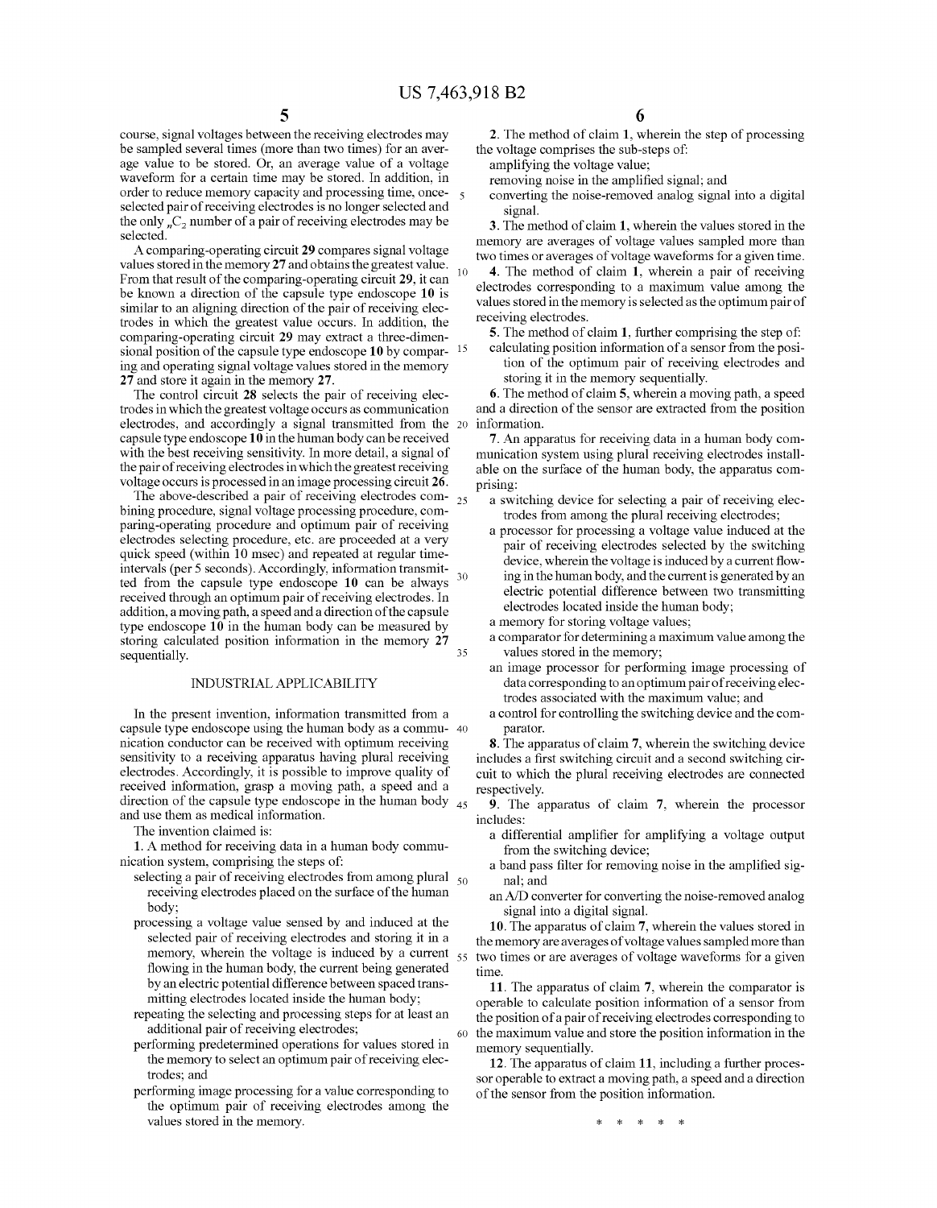course, signal voltages between the receiving electrodes may be sampled several times (more than two times) for an average value to be stored. Or, an average value of a voltage waveform for a certain time may be stored. In addition, in order to reduce memory capacity and processing time, once-selected pair of receiving electrodes is no longer selected and the only ${}_nC_2$ number of a pair of receiving electrodes may be selected.

A comparing-operating circuit 29 compares signal voltage values stored in the memory 27 and obtains the greatest value. From that result of the comparing-operating circuit 29, it can be known a direction of the capsule type endoscope 10 is similar to an aligning direction of the pair of receiving electrodes in which the greatest value occurs. In addition, the comparing-operating circuit 29 may extract a three-dimensional position of the capsule type endoscope 10 by comparing and operating signal voltage values stored in the memory 27 and store it again in the memory 27.

The control circuit 28 selects the pair of receiving electrodes in which the greatest voltage occurs as communication electrodes, and accordingly a signal transmitted from the capsule type endoscope 10 in the human body can be received with the best receiving sensitivity. In more detail, a signal of the pair of receiving electrodes in which the greatest receiving voltage occurs is processed in an image processing circuit 26.

The above-described a pair of receiving electrodes combining procedure, signal voltage processing procedure, comparing-operating procedure and optimum pair of receiving electrodes selecting procedure, etc. are proceeded at a very quick speed (within 10 msec) and repeated at regular time-intervals (per 5 seconds). Accordingly, information transmitted from the capsule type endoscope 10 can be always received through an optimum pair of receiving electrodes. In addition, a moving path, a speed and a direction of the capsule type endoscope 10 in the human body can be measured by storing calculated position information in the memory 27 sequentially.

## INDUSTRIAL APPLICABILITY

In the present invention, information transmitted from a capsule type endoscope using the human body as a communication conductor can be received with optimum receiving sensitivity to a receiving apparatus having plural receiving electrodes. Accordingly, it is possible to improve quality of received information, grasp a moving path, a speed and a direction of the capsule type endoscope in the human body and use them as medical information.

The invention claimed is:

1. A method for receiving data in a human body communication system, comprising the steps of:
   - selecting a pair of receiving electrodes from among plural receiving electrodes placed on the surface of the human body;
   - processing a voltage value sensed by and induced at the selected pair of receiving electrodes and storing it in a memory, wherein the voltage is induced by a current flowing in the human body, the current being generated by an electric potential difference between spaced transmitting electrodes located inside the human body;
   - repeating the selecting and processing steps for at least an additional pair of receiving electrodes;
   - performing predetermined operations for values stored in the memory to select an optimum pair of receiving electrodes; and
   - performing image processing for a value corresponding to the optimum pair of receiving electrodes among the values stored in the memory.

2. The method of claim 1, wherein the step of processing the voltage comprises the sub-steps of:
   - amplifying the voltage value;
   - removing noise in the amplified signal; and
   - converting the noise-removed analog signal into a digital signal.

3. The method of claim 1, wherein the values stored in the memory are averages of voltage values sampled more than two times or averages of voltage waveforms for a given time.

4. The method of claim 1, wherein a pair of receiving electrodes corresponding to a maximum value among the values stored in the memory is selected as the optimum pair of receiving electrodes.

5. The method of claim 1, further comprising the step of:
   - calculating position information of a sensor from the position of the optimum pair of receiving electrodes and storing it in the memory sequentially.

6. The method of claim 5, wherein a moving path, a speed and a direction of the sensor are extracted from the position information.

7. An apparatus for receiving data in a human body communication system using plural receiving electrodes installable on the surface of the human body, the apparatus comprising:
   - a switching device for selecting a pair of receiving electrodes from among the plural receiving electrodes;
   - a processor for processing a voltage value induced at the pair of receiving electrodes selected by the switching device, wherein the voltage is induced by a current flowing in the human body, and the current is generated by an electric potential difference between two transmitting electrodes located inside the human body;
   - a memory for storing voltage values;
   - a comparator for determining a maximum value among the values stored in the memory;
   - an image processor for performing image processing of data corresponding to an optimum pair of receiving electrodes associated with the maximum value; and
   - a control for controlling the switching device and the comparator.

8. The apparatus of claim 7, wherein the switching device includes a first switching circuit and a second switching circuit to which the plural receiving electrodes are connected respectively.

9. The apparatus of claim 7, wherein the processor includes:
   - a differential amplifier for amplifying a voltage output from the switching device;
   - a band pass filter for removing noise in the amplified signal; and
   - an A/D converter for converting the noise-removed analog signal into a digital signal.

10. The apparatus of claim 7, wherein the values stored in the memory are averages of voltage values sampled more than two times or are averages of voltage waveforms for a given time.

11. The apparatus of claim 7, wherein the comparator is operable to calculate position information of a sensor from the position of a pair of receiving electrodes corresponding to the maximum value and store the position information in the memory sequentially.

12. The apparatus of claim 11, including a further processor operable to extract a moving path, a speed and a direction of the sensor from the position information.

* * * * *